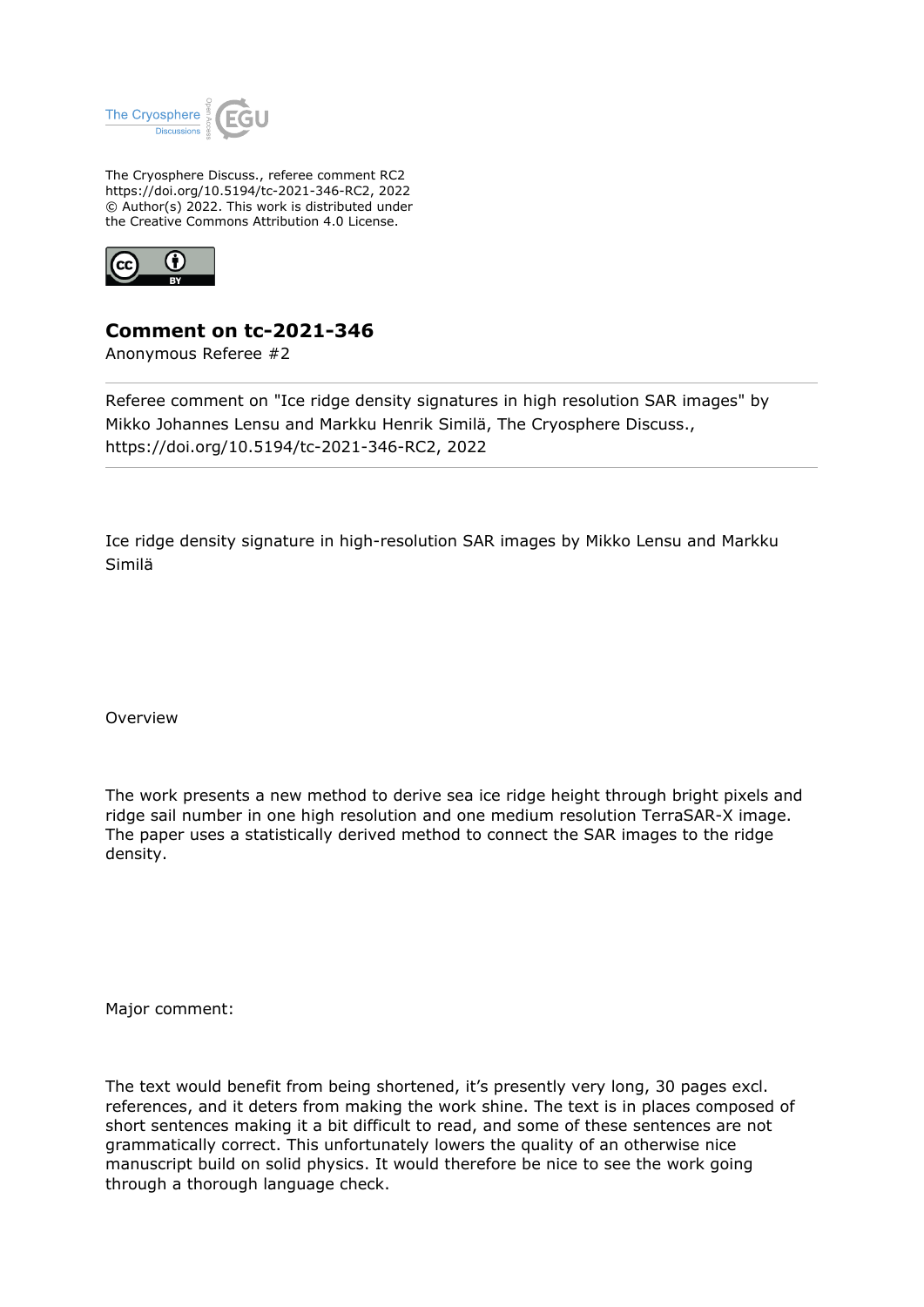The Cryosphere Discuss., referee comment RC2
https://doi.org/10.5194/tc-2021-346-RC2, 2022
© Author(s) 2022. This work is distributed under
the Creative Commons Attribution 4.0 License.

# Comment on tc-2021-346

Anonymous Referee #2

Referee comment on "Ice ridge density signatures in high resolution SAR images" by Mikko Johannes Lensu and Markku Henrik Similä, The Cryosphere Discuss., https://doi.org/10.5194/tc-2021-346-RC2, 2022

Ice ridge density signature in high-resolution SAR images by Mikko Lensu and Markku Similä

Overview

The work presents a new method to derive sea ice ridge height through bright pixels and ridge sail number in one high resolution and one medium resolution TerraSAR-X image. The paper uses a statistically derived method to connect the SAR images to the ridge density.

Major comment:

The text would benefit from being shortened, it's presently very long, 30 pages excl. references, and it deters from making the work shine. The text is in places composed of short sentences making it a bit difficult to read, and some of these sentences are not grammatically correct. This unfortunately lowers the quality of an otherwise nice manuscript build on solid physics. It would therefore be nice to see the work going through a thorough language check.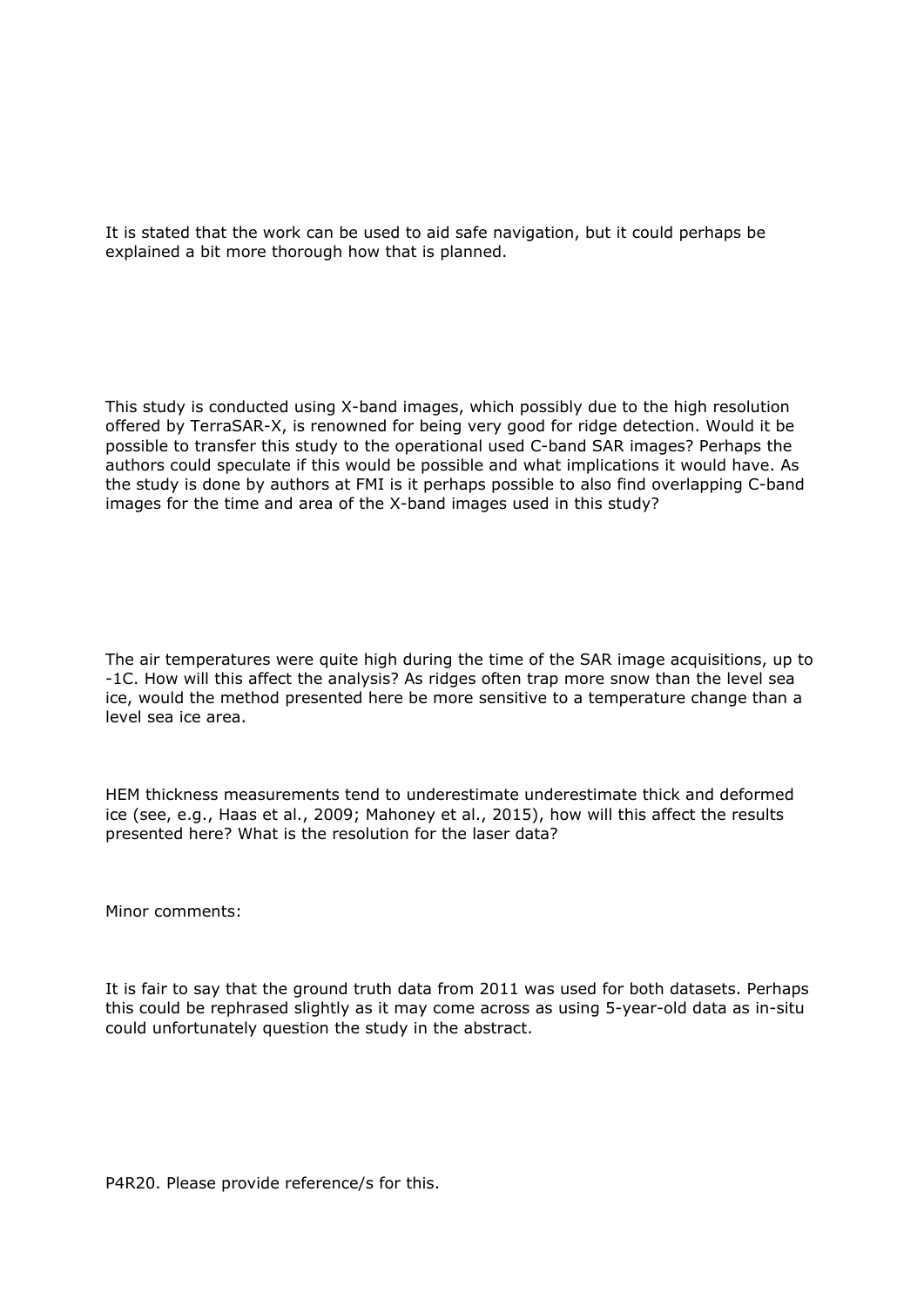It is stated that the work can be used to aid safe navigation, but it could perhaps be explained a bit more thorough how that is planned.

This study is conducted using X-band images, which possibly due to the high resolution offered by TerraSAR-X, is renowned for being very good for ridge detection. Would it be possible to transfer this study to the operational used C-band SAR images? Perhaps the authors could speculate if this would be possible and what implications it would have. As the study is done by authors at FMI is it perhaps possible to also find overlapping C-band images for the time and area of the X-band images used in this study?

The air temperatures were quite high during the time of the SAR image acquisitions, up to -1C. How will this affect the analysis? As ridges often trap more snow than the level sea ice, would the method presented here be more sensitive to a temperature change than a level sea ice area.

HEM thickness measurements tend to underestimate underestimate thick and deformed ice (see, e.g., Haas et al., 2009; Mahoney et al., 2015), how will this affect the results presented here? What is the resolution for the laser data?

Minor comments:

It is fair to say that the ground truth data from 2011 was used for both datasets. Perhaps this could be rephrased slightly as it may come across as using 5-year-old data as in-situ could unfortunately question the study in the abstract.

P4R20. Please provide reference/s for this.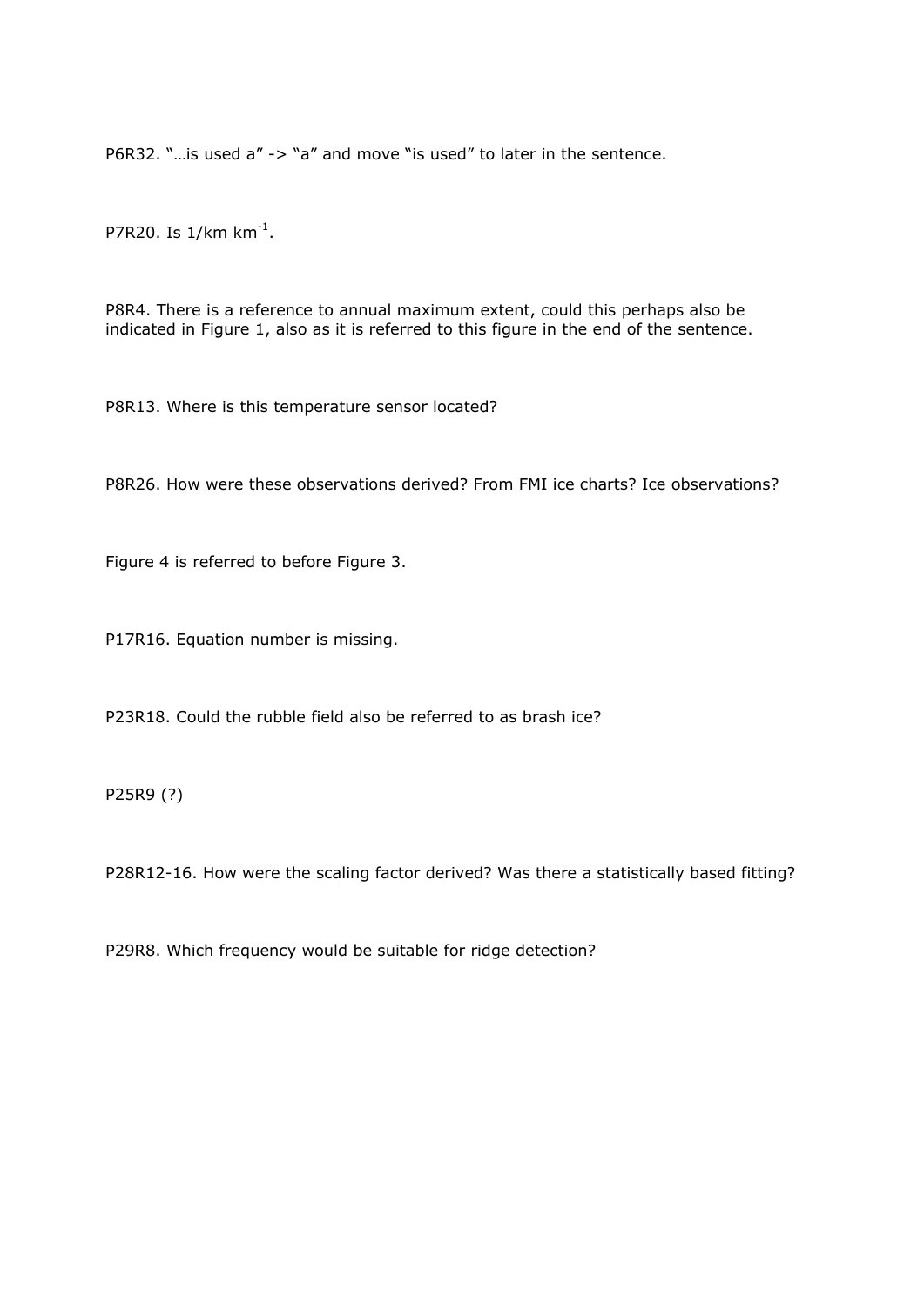P6R32. "…is used a" -> "a" and move "is used" to later in the sentence.

P7R20. Is 1/km $km^{-1}$.

P8R4. There is a reference to annual maximum extent, could this perhaps also be indicated in Figure 1, also as it is referred to this figure in the end of the sentence.

P8R13. Where is this temperature sensor located?

P8R26. How were these observations derived? From FMI ice charts? Ice observations?

Figure 4 is referred to before Figure 3.

P17R16. Equation number is missing.

P23R18. Could the rubble field also be referred to as brash ice?

P25R9 (?)

P28R12-16. How were the scaling factor derived? Was there a statistically based fitting?

P29R8. Which frequency would be suitable for ridge detection?